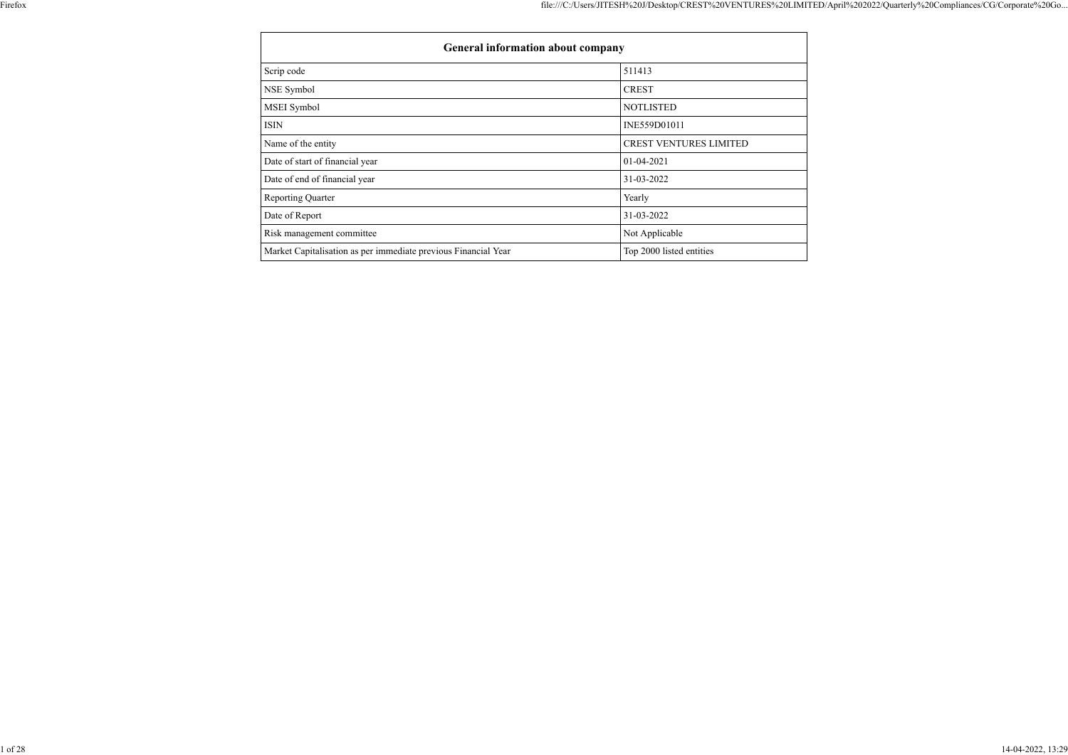| General information about company | |
|---|---|
| Scrip code | 511413 |
| NSE Symbol | CREST |
| MSEI Symbol | NOTLISTED |
| ISIN | INE559D01011 |
| Name of the entity | CREST VENTURES LIMITED |
| Date of start of financial year | 01-04-2021 |
| Date of end of financial year | 31-03-2022 |
| Reporting Quarter | Yearly |
| Date of Report | 31-03-2022 |
| Risk management committee | Not Applicable |
| Market Capitalisation as per immediate previous Financial Year | Top 2000 listed entities |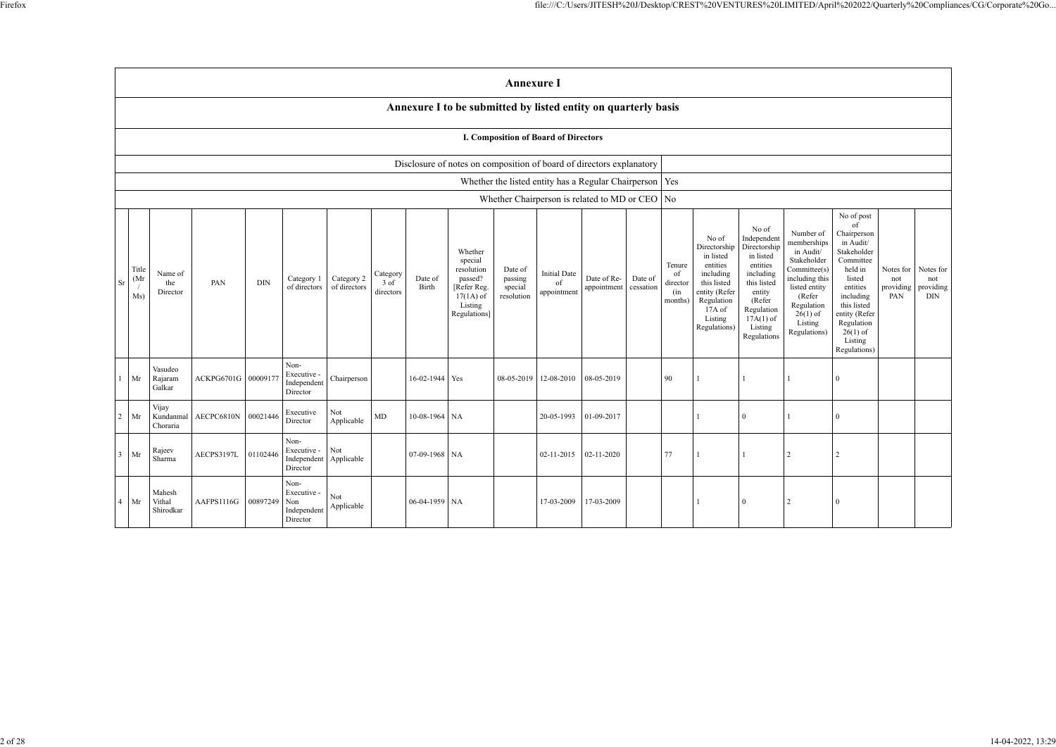# Annexure I

## Annexure I to be submitted by listed entity on quarterly basis

### I. Composition of Board of Directors

| | |
|---|---|
| Disclosure of notes on composition of board of directors explanatory | |
| Whether the listed entity has a Regular Chairperson | Yes |
| Whether Chairperson is related to MD or CEO | No |

| Sr | Title (Mr / Ms) | Name of the Director | PAN | DIN | Category 1 of directors | Category 2 of directors | Category 3 of directors | Date of Birth | Whether special resolution passed? [Refer Reg. 17(1A) of Listing Regulations] | Date of passing special resolution | Initial Date of appointment | Date of Re-appointment | Date of cessation | Tenure of director (in months) | No of Directorship in listed entities including this listed entity (Refer Regulation 17A of Listing Regulations) | No of Independent Directorship in listed entities including this listed entity (Refer Regulation 17A(1) of Listing Regulations | Number of memberships in Audit/ Stakeholder Committee(s) including this listed entity (Refer Regulation 26(1) of Listing Regulations) | No of post of Chairperson in Audit/ Stakeholder Committee held in listed entities including this listed entity (Refer Regulation 26(1) of Listing Regulations) | Notes for not providing PAN | Notes for not providing DIN |
|---|---|---|---|---|---|---|---|---|---|---|---|---|---|---|---|---|---|---|---|---|
| 1 | Mr | Vasudeo Rajaram Galkar | ACKPG6701G | 00009177 | Non-Executive - Independent Director | Chairperson | | 16-02-1944 | Yes | 08-05-2019 | 12-08-2010 | 08-05-2019 | | 90 | 1 | 1 | 1 | 0 | | |
| 2 | Mr | Vijay Kundanmal Choraria | AECPC6810N | 00021446 | Executive Director | Not Applicable | MD | 10-08-1964 | NA | | 20-05-1993 | 01-09-2017 | | | 1 | 0 | 1 | 0 | | |
| 3 | Mr | Rajeev Sharma | AECPS3197L | 01102446 | Non-Executive - Independent Director | Not Applicable | | 07-09-1968 | NA | | 02-11-2015 | 02-11-2020 | | 77 | 1 | 1 | 2 | 2 | | |
| 4 | Mr | Mahesh Vithal Shirodkar | AAFPS1116G | 00897249 | Non-Executive - Non Independent Director | Not Applicable | | 06-04-1959 | NA | | 17-03-2009 | 17-03-2009 | | | 1 | 0 | 2 | 0 | | |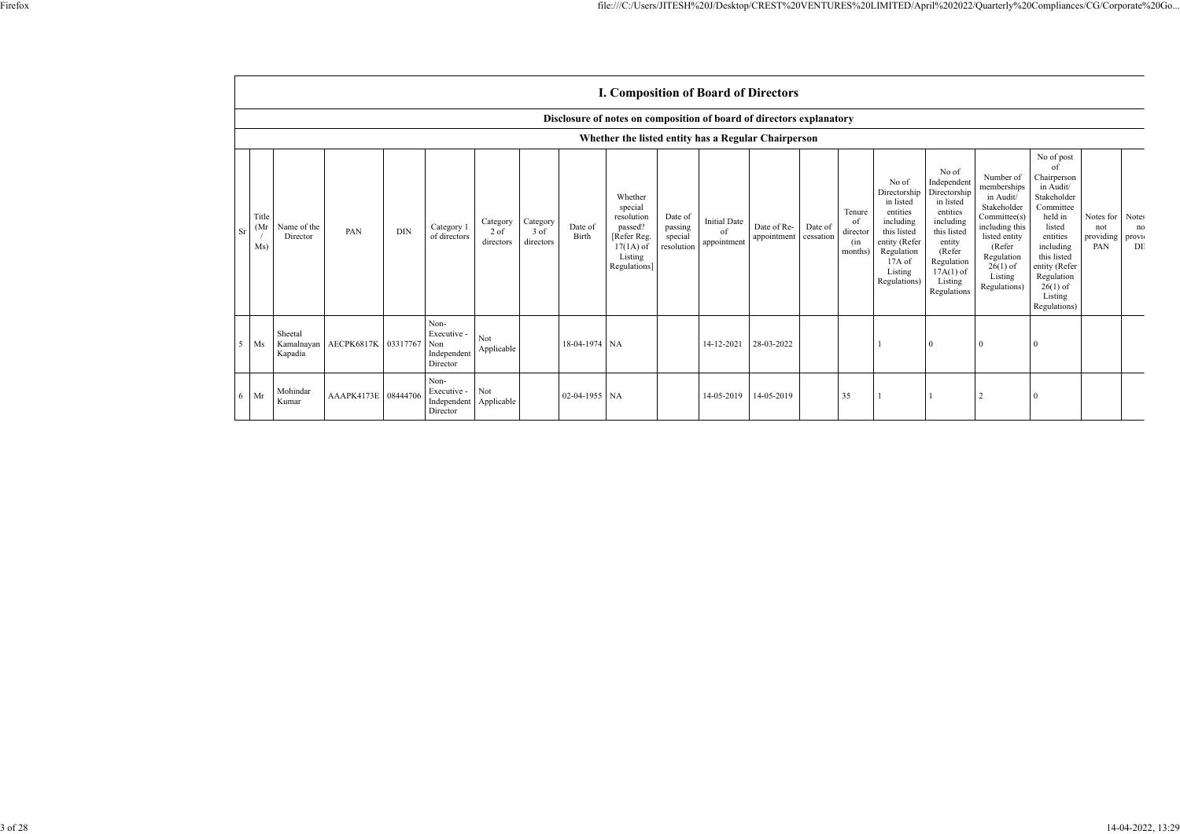## I. Composition of Board of Directors

### Disclosure of notes on composition of board of directors explanatory

### Whether the listed entity has a Regular Chairperson

| Sr | Title (Mr / Ms) | Name of the Director | PAN | DIN | Category 1 of directors | Category 2 of directors | Category 3 of directors | Date of Birth | Whether special resolution passed? [Refer Reg. 17(1A) of Listing Regulations] | Date of passing special resolution | Initial Date of appointment | Date of Re-appointment | Date of cessation | Tenure of director (in months) | No of Directorship in listed entities including this listed entity (Refer Regulation 17A of Listing Regulations) | No of Independent Directorship in listed entities including this listed entity (Refer Regulation 17A(1) of Listing Regulations | Number of memberships in Audit/ Stakeholder Committee(s) including this listed entity (Refer Regulation 26(1) of Listing Regulations) | No of post of Chairperson in Audit/ Stakeholder Committee held in listed entities including this listed entity (Refer Regulation 26(1) of Listing Regulations) | Notes for not providing PAN | Notes no provi DI |
|---|---|---|---|---|---|---|---|---|---|---|---|---|---|---|---|---|---|---|---|---|
| 5 | Ms | Sheetal Kamalnayan Kapadia | AECPK6817K | 03317767 | Non-Executive - Non Independent Director | Not Applicable | | 18-04-1974 | NA | | 14-12-2021 | 28-03-2022 | | | 1 | 0 | 0 | 0 | | |
| 6 | Mr | Mohindar Kumar | AAAPK4173E | 08444706 | Non-Executive - Independent Director | Not Applicable | | 02-04-1955 | NA | | 14-05-2019 | 14-05-2019 | | 35 | 1 | 1 | 2 | 0 | | |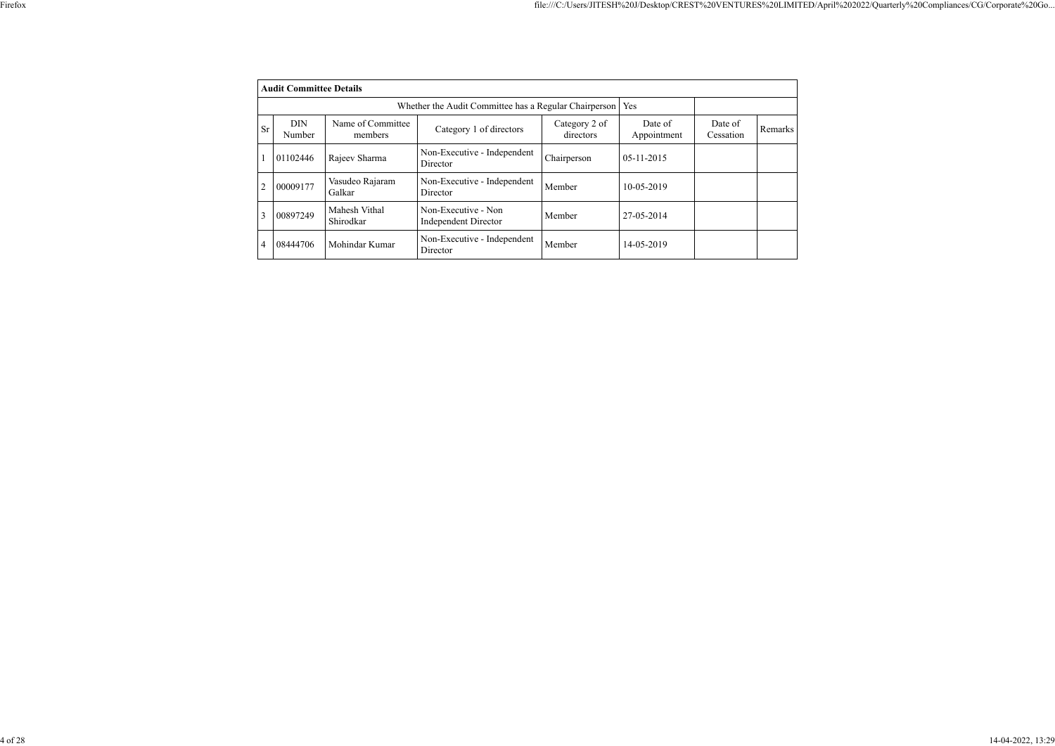**Audit Committee Details**

| | | | Whether the Audit Committee has a Regular Chairperson | | Yes | | |
|---|---|---|---|---|---|---|---|
| Sr | DIN Number | Name of Committee members | Category 1 of directors | Category 2 of directors | Date of Appointment | Date of Cessation | Remarks |
| 1 | 01102446 | Rajeev Sharma | Non-Executive - Independent Director | Chairperson | 05-11-2015 | | |
| 2 | 00009177 | Vasudeo Rajaram Galkar | Non-Executive - Independent Director | Member | 10-05-2019 | | |
| 3 | 00897249 | Mahesh Vithal Shirodkar | Non-Executive - Non Independent Director | Member | 27-05-2014 | | |
| 4 | 08444706 | Mohindar Kumar | Non-Executive - Independent Director | Member | 14-05-2019 | | |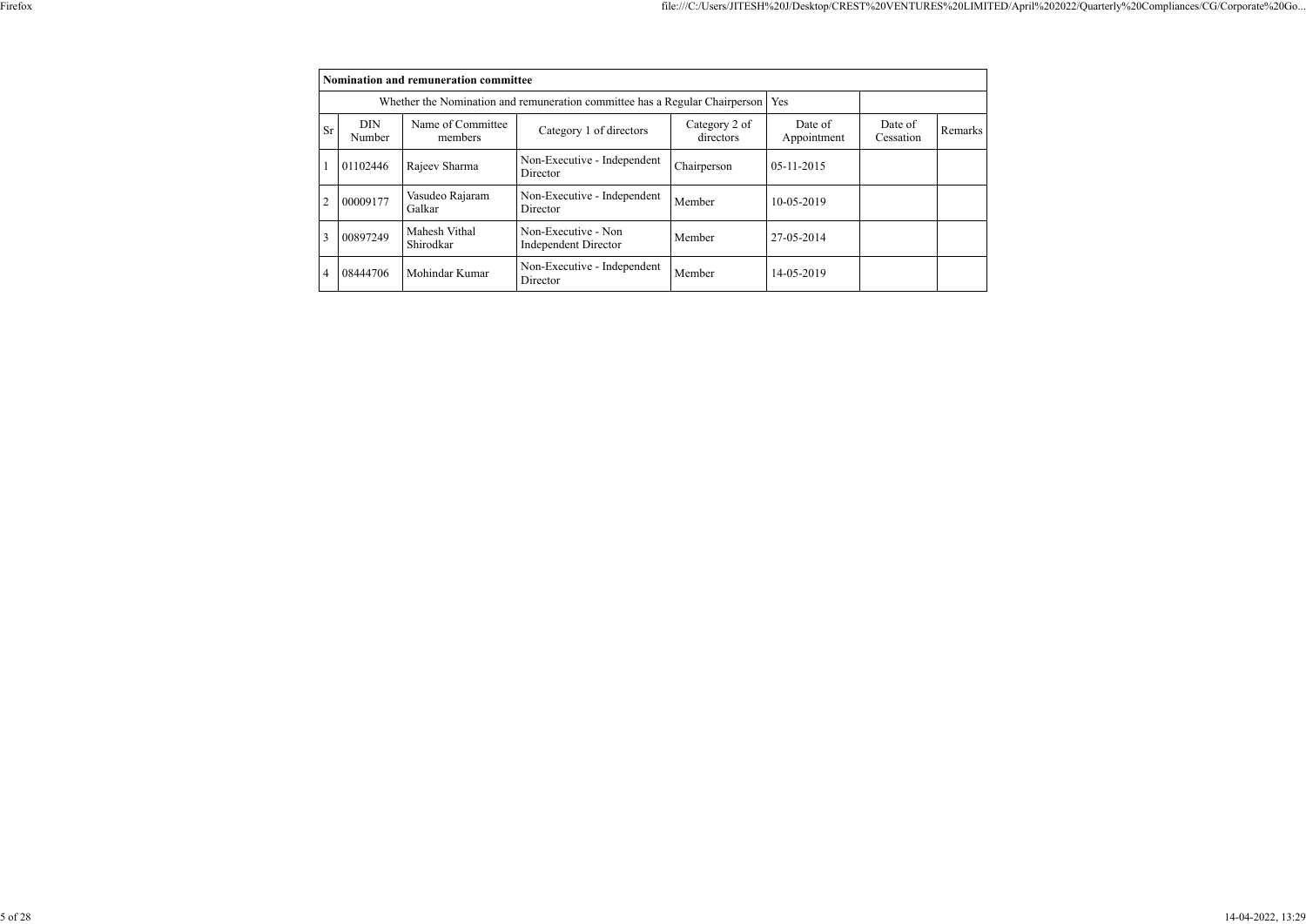| Nomination and remuneration committee | | | | | | | |
|---|---|---|---|---|---|---|---|
| Whether the Nomination and remuneration committee has a Regular Chairperson | | | | | Yes | | |
| Sr | DIN Number | Name of Committee members | Category 1 of directors | Category 2 of directors | Date of Appointment | Date of Cessation | Remarks |
| 1 | 01102446 | Rajeev Sharma | Non-Executive - Independent Director | Chairperson | 05-11-2015 | | |
| 2 | 00009177 | Vasudeo Rajaram Galkar | Non-Executive - Independent Director | Member | 10-05-2019 | | |
| 3 | 00897249 | Mahesh Vithal Shirodkar | Non-Executive - Non Independent Director | Member | 27-05-2014 | | |
| 4 | 08444706 | Mohindar Kumar | Non-Executive - Independent Director | Member | 14-05-2019 | | |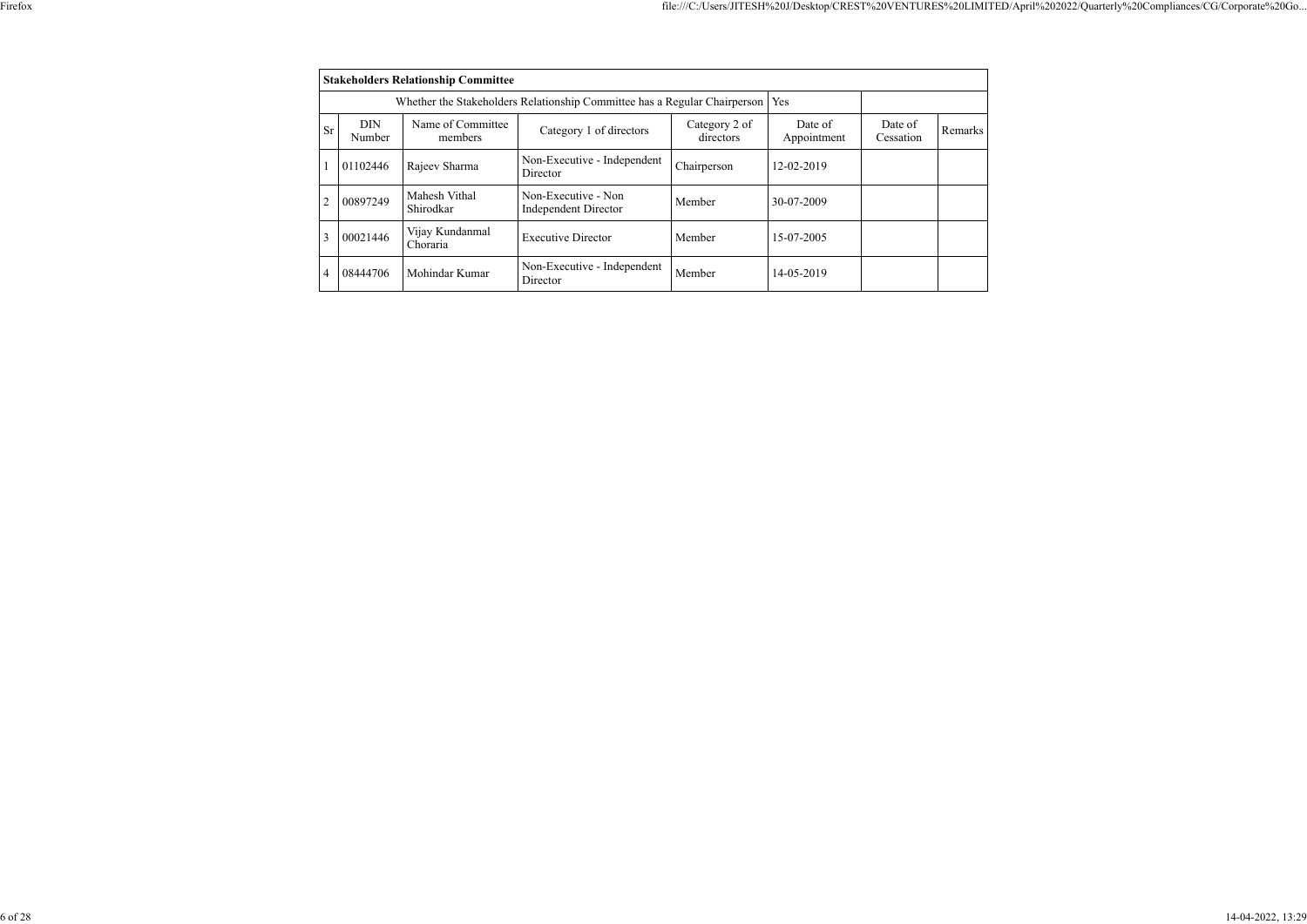| Stakeholders Relationship Committee | | | | | | | |
|---|---|---|---|---|---|---|---|
| Whether the Stakeholders Relationship Committee has a Regular Chairperson | | | | | Yes | | |
| Sr | DIN Number | Name of Committee members | Category 1 of directors | Category 2 of directors | Date of Appointment | Date of Cessation | Remarks |
| 1 | 01102446 | Rajeev Sharma | Non-Executive - Independent Director | Chairperson | 12-02-2019 | | |
| 2 | 00897249 | Mahesh Vithal Shirodkar | Non-Executive - Non Independent Director | Member | 30-07-2009 | | |
| 3 | 00021446 | Vijay Kundanmal Choraria | Executive Director | Member | 15-07-2005 | | |
| 4 | 08444706 | Mohindar Kumar | Non-Executive - Independent Director | Member | 14-05-2019 | | |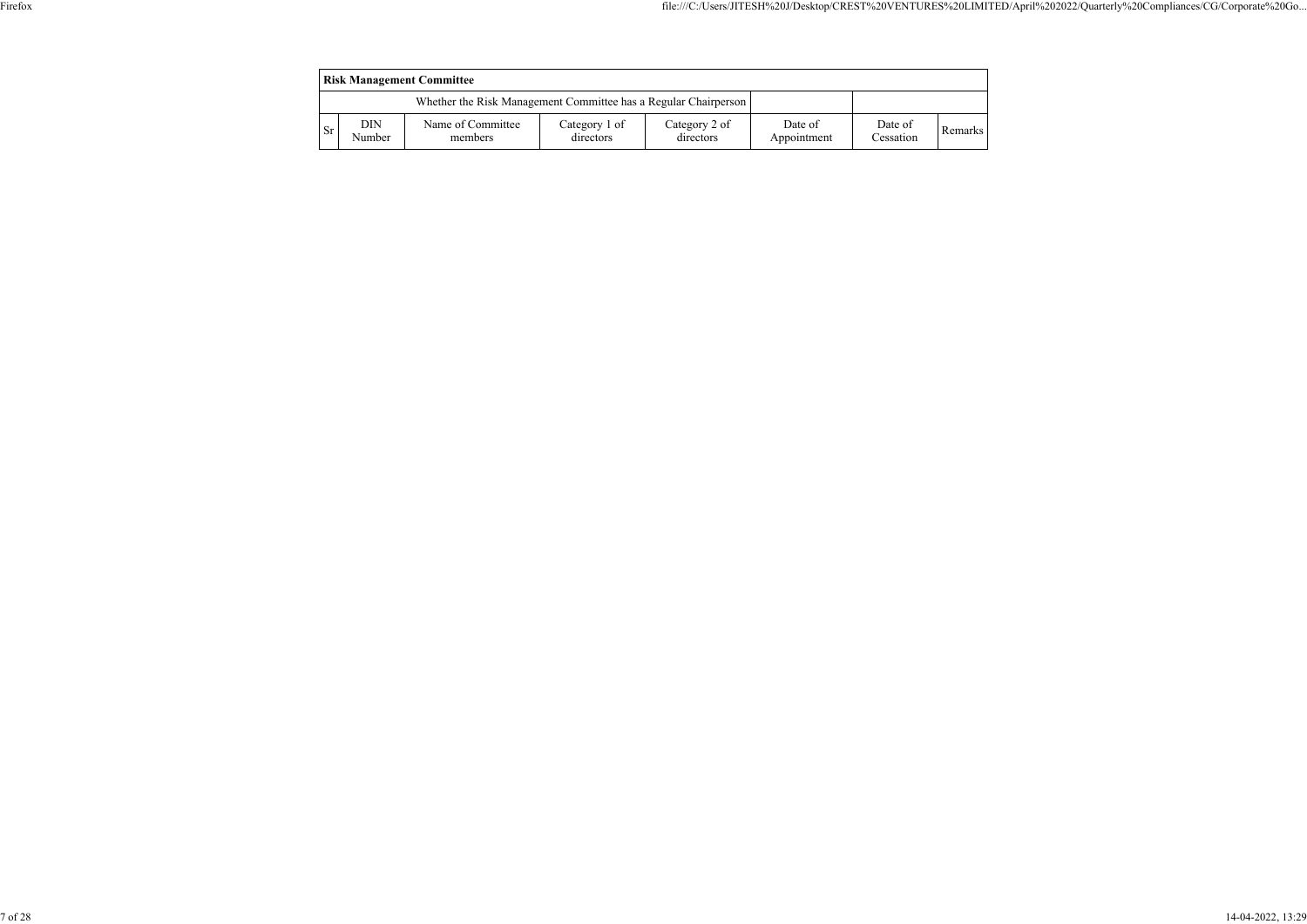| **Risk Management Committee** | | | | | | | |
|---|---|---|---|---|---|---|---|
| Whether the Risk Management Committee has a Regular Chairperson | | | | | | | |
| Sr | DIN Number | Name of Committee members | Category 1 of directors | Category 2 of directors | Date of Appointment | Date of Cessation | Remarks |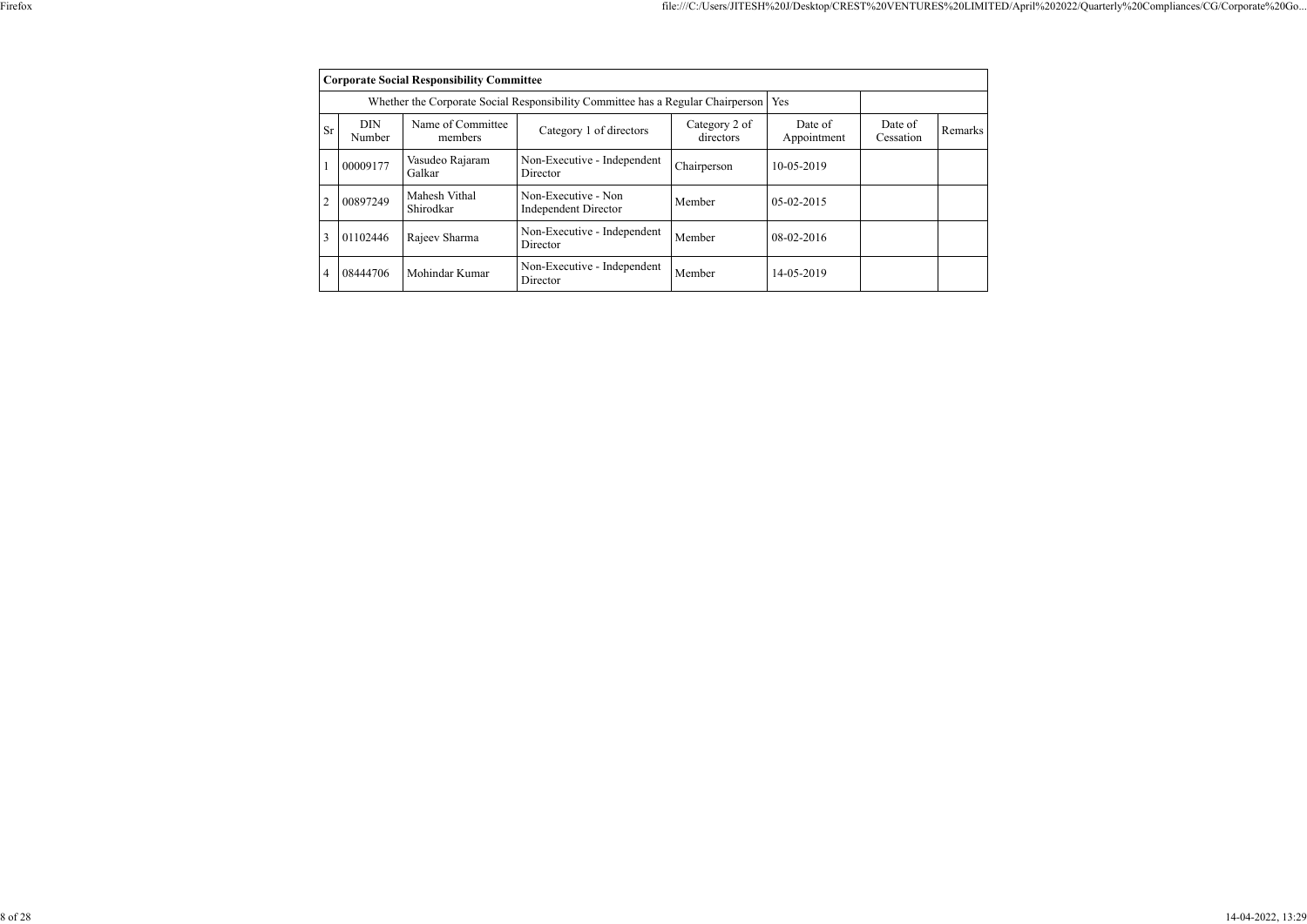| Corporate Social Responsibility Committee | | | | | | | |
|---|---|---|---|---|---|---|---|
| Whether the Corporate Social Responsibility Committee has a Regular Chairperson | | | | | Yes | | |
| Sr | DIN Number | Name of Committee members | Category 1 of directors | Category 2 of directors | Date of Appointment | Date of Cessation | Remarks |
| 1 | 00009177 | Vasudeo Rajaram Galkar | Non-Executive - Independent Director | Chairperson | 10-05-2019 | | |
| 2 | 00897249 | Mahesh Vithal Shirodkar | Non-Executive - Non Independent Director | Member | 05-02-2015 | | |
| 3 | 01102446 | Rajeev Sharma | Non-Executive - Independent Director | Member | 08-02-2016 | | |
| 4 | 08444706 | Mohindar Kumar | Non-Executive - Independent Director | Member | 14-05-2019 | | |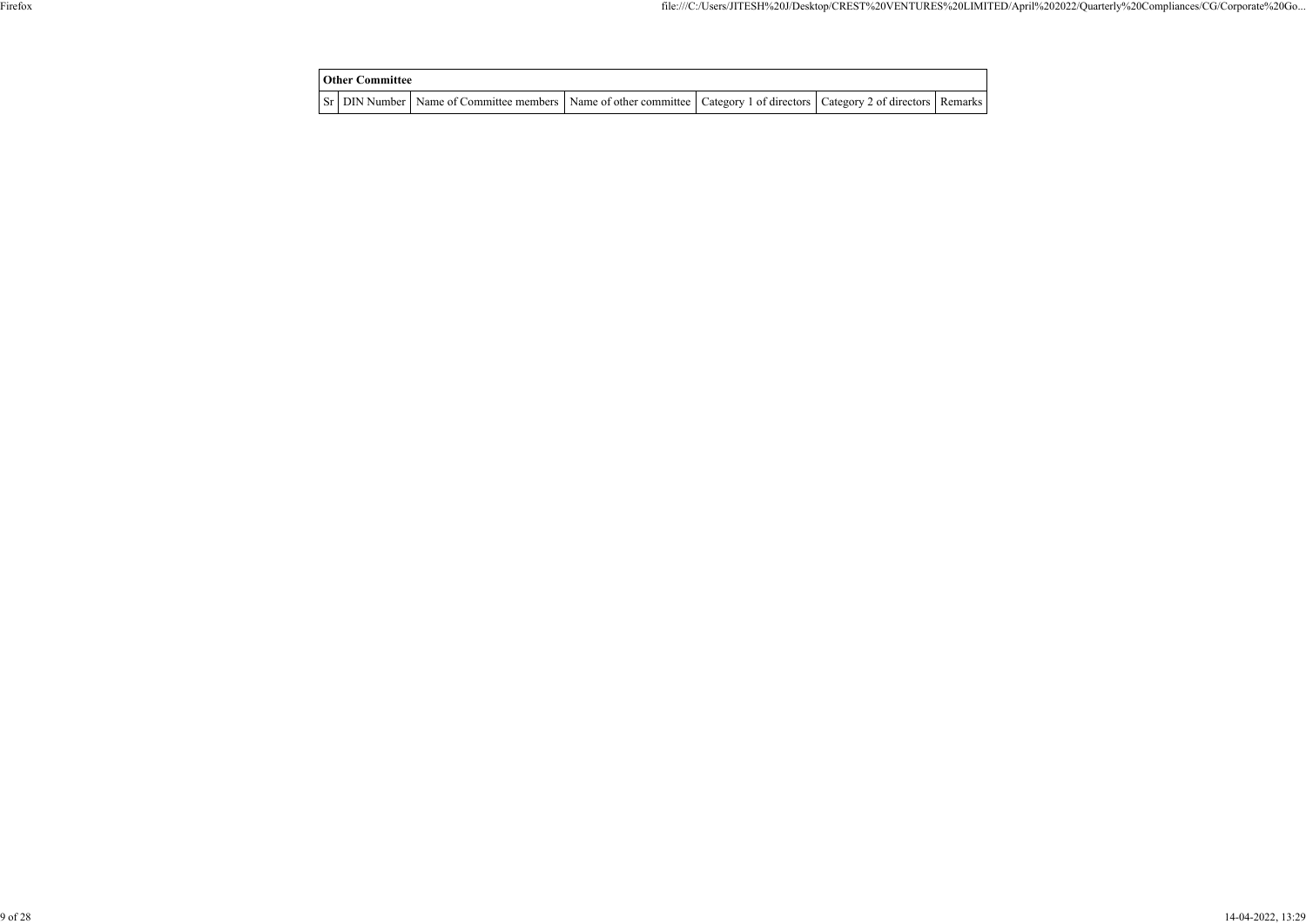| Other Committee | | | | | | |
|---|---|---|---|---|---|---|
| Sr | DIN Number | Name of Committee members | Name of other committee | Category 1 of directors | Category 2 of directors | Remarks |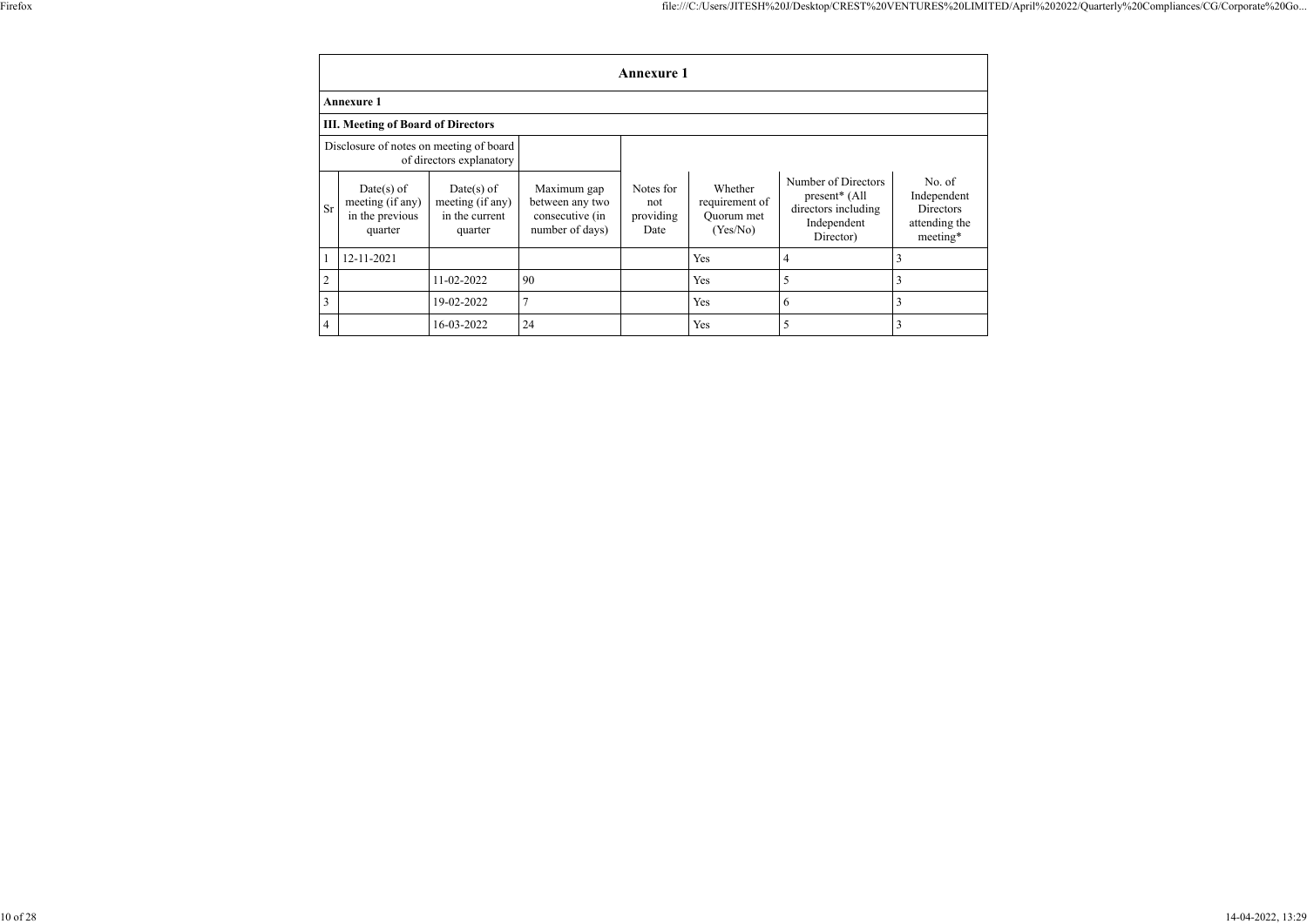# Annexure 1

## Annexure 1

### III. Meeting of Board of Directors

| Disclosure of notes on meeting of board of directors explanatory | | | | | | | |
|---|---|---|---|---|---|---|---|
| Sr | Date(s) of meeting (if any) in the previous quarter | Date(s) of meeting (if any) in the current quarter | Maximum gap between any two consecutive (in number of days) | Notes for not providing Date | Whether requirement of Quorum met (Yes/No) | Number of Directors present* (All directors including Independent Director) | No. of Independent Directors attending the meeting* |
| 1 | 12-11-2021 | | | | Yes | 4 | 3 |
| 2 | | 11-02-2022 | 90 | | Yes | 5 | 3 |
| 3 | | 19-02-2022 | 7 | | Yes | 6 | 3 |
| 4 | | 16-03-2022 | 24 | | Yes | 5 | 3 |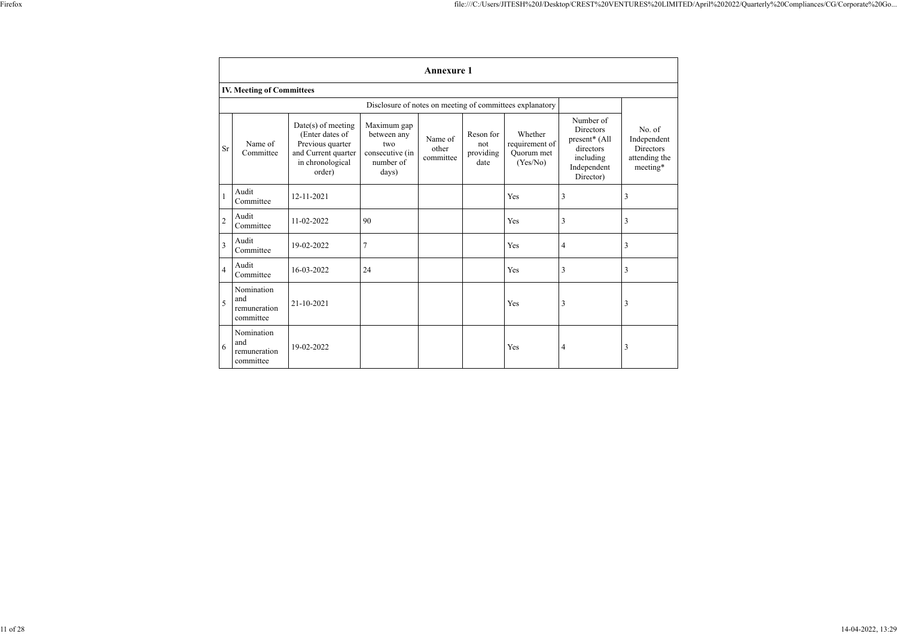## Annexure 1

### IV. Meeting of Committees

Disclosure of notes on meeting of committees explanatory

| Sr | Name of Committee | Date(s) of meeting (Enter dates of Previous quarter and Current quarter in chronological order) | Maximum gap between any two consecutive (in number of days) | Name of other committee | Reson for not providing date | Whether requirement of Quorum met (Yes/No) | Number of Directors present* (All directors including Independent Director) | No. of Independent Directors attending the meeting* |
|---|---|---|---|---|---|---|---|---|
| 1 | Audit Committee | 12-11-2021 | | | | Yes | 3 | 3 |
| 2 | Audit Committee | 11-02-2022 | 90 | | | Yes | 3 | 3 |
| 3 | Audit Committee | 19-02-2022 | 7 | | | Yes | 4 | 3 |
| 4 | Audit Committee | 16-03-2022 | 24 | | | Yes | 3 | 3 |
| 5 | Nomination and remuneration committee | 21-10-2021 | | | | Yes | 3 | 3 |
| 6 | Nomination and remuneration committee | 19-02-2022 | | | | Yes | 4 | 3 |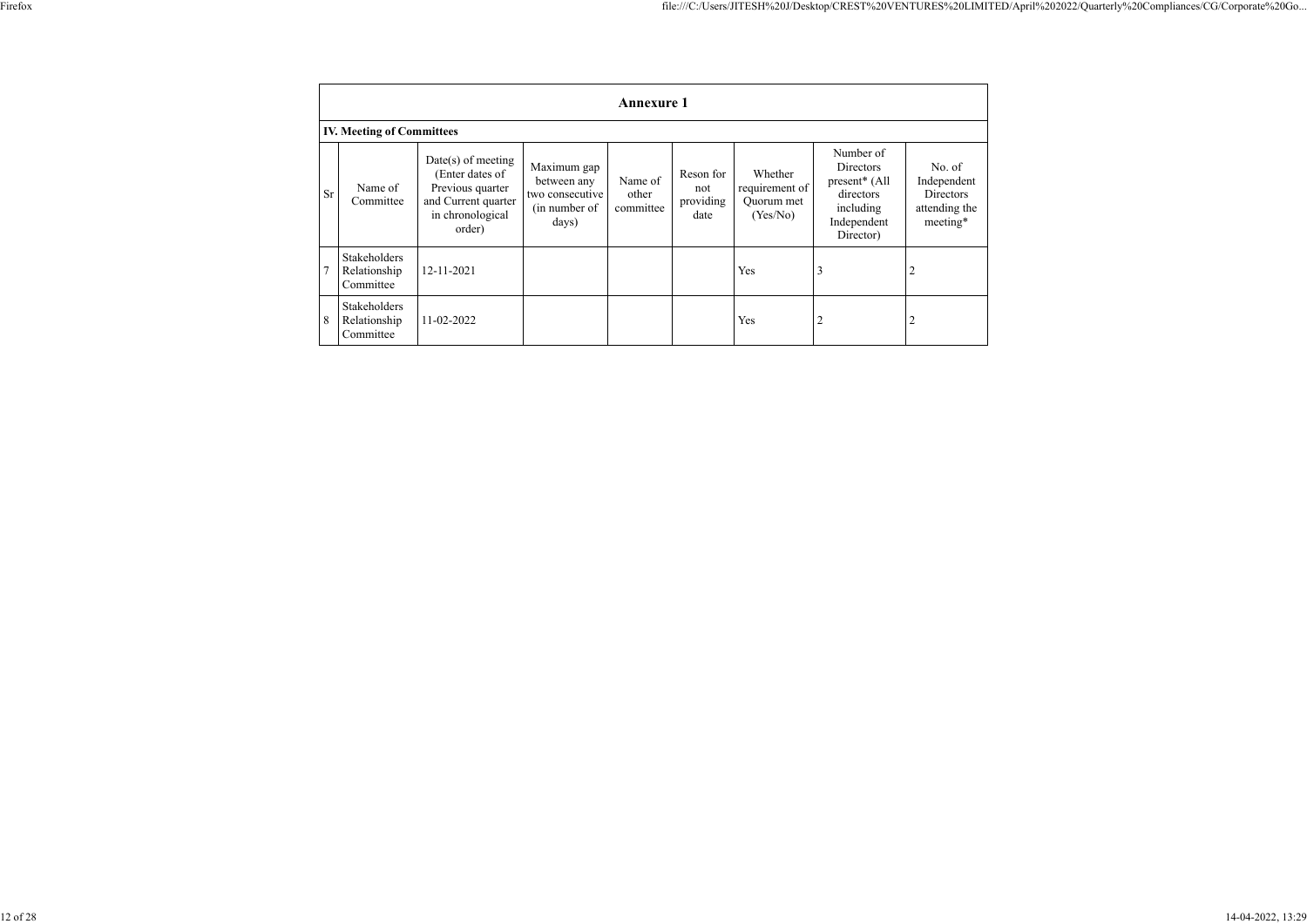## Annexure 1

### IV. Meeting of Committees

| Sr | Name of Committee | Date(s) of meeting (Enter dates of Previous quarter and Current quarter in chronological order) | Maximum gap between any two consecutive (in number of days) | Name of other committee | Reson for not providing date | Whether requirement of Quorum met (Yes/No) | Number of Directors present* (All directors including Independent Director) | No. of Independent Directors attending the meeting* |
|---|---|---|---|---|---|---|---|---|
| 7 | Stakeholders Relationship Committee | 12-11-2021 | | | | Yes | 3 | 2 |
| 8 | Stakeholders Relationship Committee | 11-02-2022 | | | | Yes | 2 | 2 |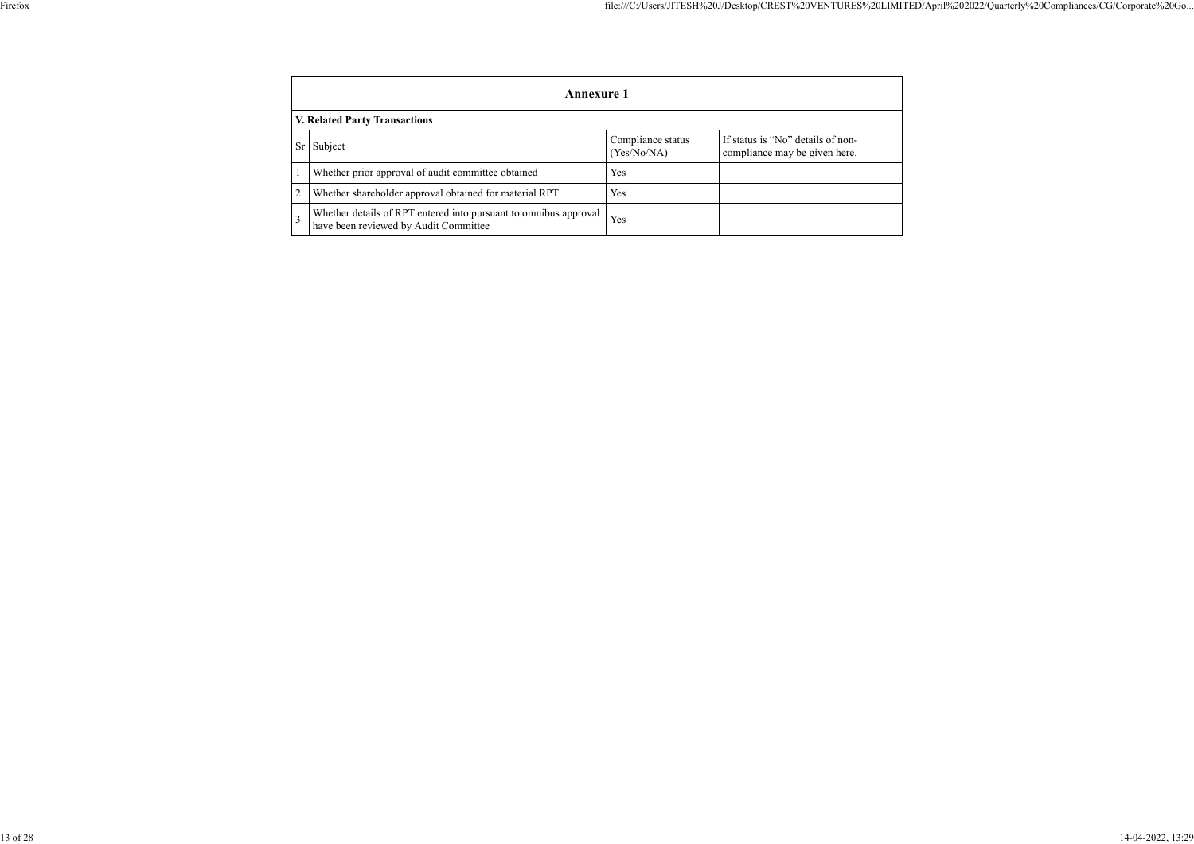## Annexure 1

### V. Related Party Transactions

| Sr | Subject | Compliance status (Yes/No/NA) | If status is “No” details of non-compliance may be given here. |
|---|---|---|---|
| 1 | Whether prior approval of audit committee obtained | Yes | |
| 2 | Whether shareholder approval obtained for material RPT | Yes | |
| 3 | Whether details of RPT entered into pursuant to omnibus approval have been reviewed by Audit Committee | Yes | |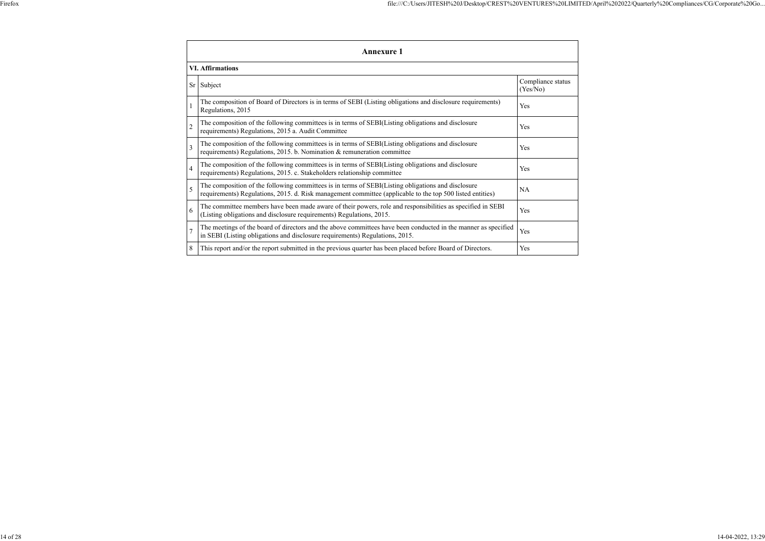## Annexure 1

### VI. Affirmations

| Sr | Subject | Compliance status (Yes/No) |
|---|---|---|
| 1 | The composition of Board of Directors is in terms of SEBI (Listing obligations and disclosure requirements) Regulations, 2015 | Yes |
| 2 | The composition of the following committees is in terms of SEBI(Listing obligations and disclosure requirements) Regulations, 2015 a. Audit Committee | Yes |
| 3 | The composition of the following committees is in terms of SEBI(Listing obligations and disclosure requirements) Regulations, 2015. b. Nomination & remuneration committee | Yes |
| 4 | The composition of the following committees is in terms of SEBI(Listing obligations and disclosure requirements) Regulations, 2015. c. Stakeholders relationship committee | Yes |
| 5 | The composition of the following committees is in terms of SEBI(Listing obligations and disclosure requirements) Regulations, 2015. d. Risk management committee (applicable to the top 500 listed entities) | NA |
| 6 | The committee members have been made aware of their powers, role and responsibilities as specified in SEBI (Listing obligations and disclosure requirements) Regulations, 2015. | Yes |
| 7 | The meetings of the board of directors and the above committees have been conducted in the manner as specified in SEBI (Listing obligations and disclosure requirements) Regulations, 2015. | Yes |
| 8 | This report and/or the report submitted in the previous quarter has been placed before Board of Directors. | Yes |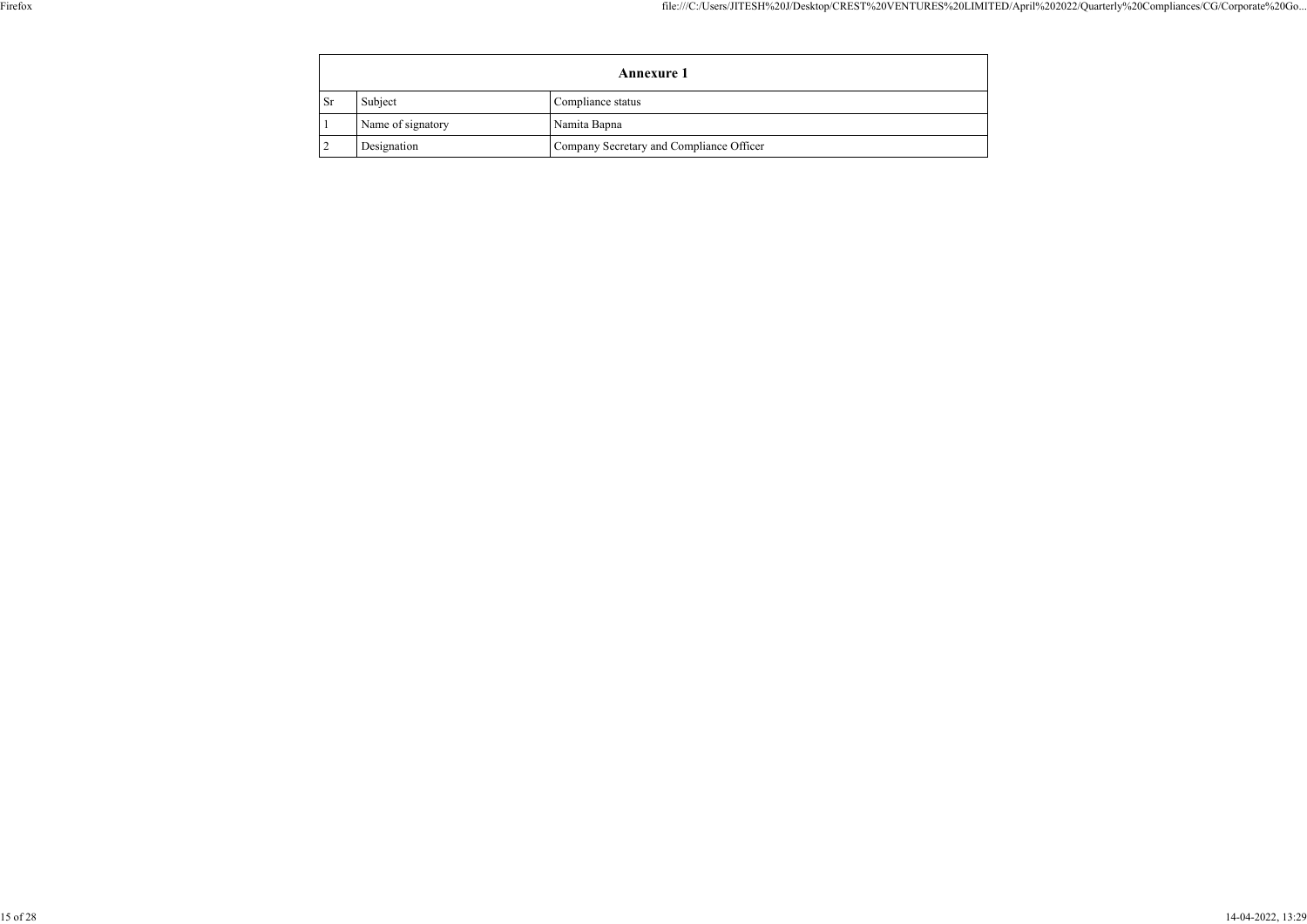| Annexure 1 | | |
|---|---|---|
| Sr | Subject | Compliance status |
| 1 | Name of signatory | Namita Bapna |
| 2 | Designation | Company Secretary and Compliance Officer |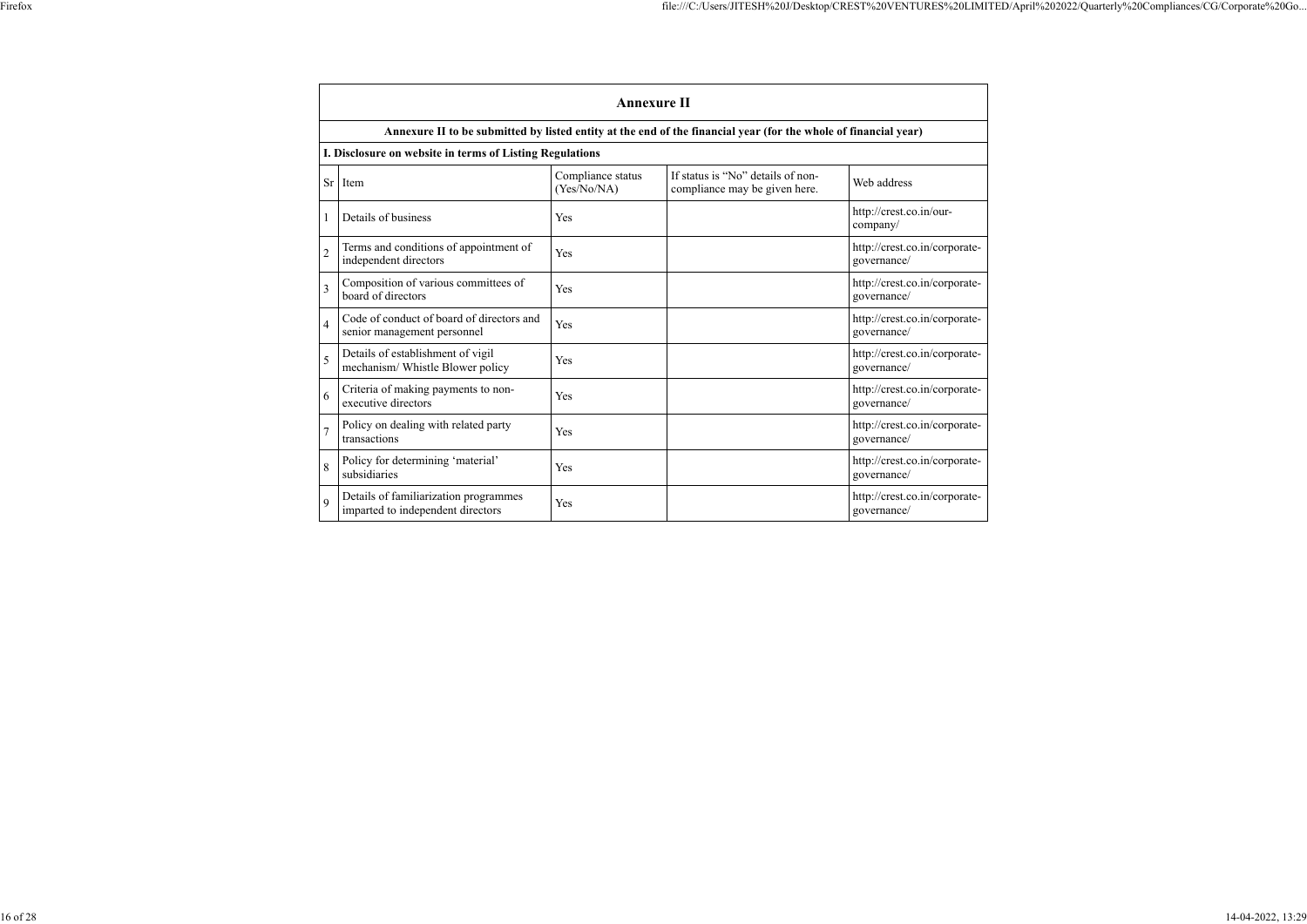## Annexure II

**Annexure II to be submitted by listed entity at the end of the financial year (for the whole of financial year)**

**I. Disclosure on website in terms of Listing Regulations**

| Sr | Item | Compliance status (Yes/No/NA) | If status is "No" details of non-compliance may be given here. | Web address |
|---|---|---|---|---|
| 1 | Details of business | Yes | | http://crest.co.in/our-company/ |
| 2 | Terms and conditions of appointment of independent directors | Yes | | http://crest.co.in/corporate-governance/ |
| 3 | Composition of various committees of board of directors | Yes | | http://crest.co.in/corporate-governance/ |
| 4 | Code of conduct of board of directors and senior management personnel | Yes | | http://crest.co.in/corporate-governance/ |
| 5 | Details of establishment of vigil mechanism/ Whistle Blower policy | Yes | | http://crest.co.in/corporate-governance/ |
| 6 | Criteria of making payments to non-executive directors | Yes | | http://crest.co.in/corporate-governance/ |
| 7 | Policy on dealing with related party transactions | Yes | | http://crest.co.in/corporate-governance/ |
| 8 | Policy for determining 'material' subsidiaries | Yes | | http://crest.co.in/corporate-governance/ |
| 9 | Details of familiarization programmes imparted to independent directors | Yes | | http://crest.co.in/corporate-governance/ |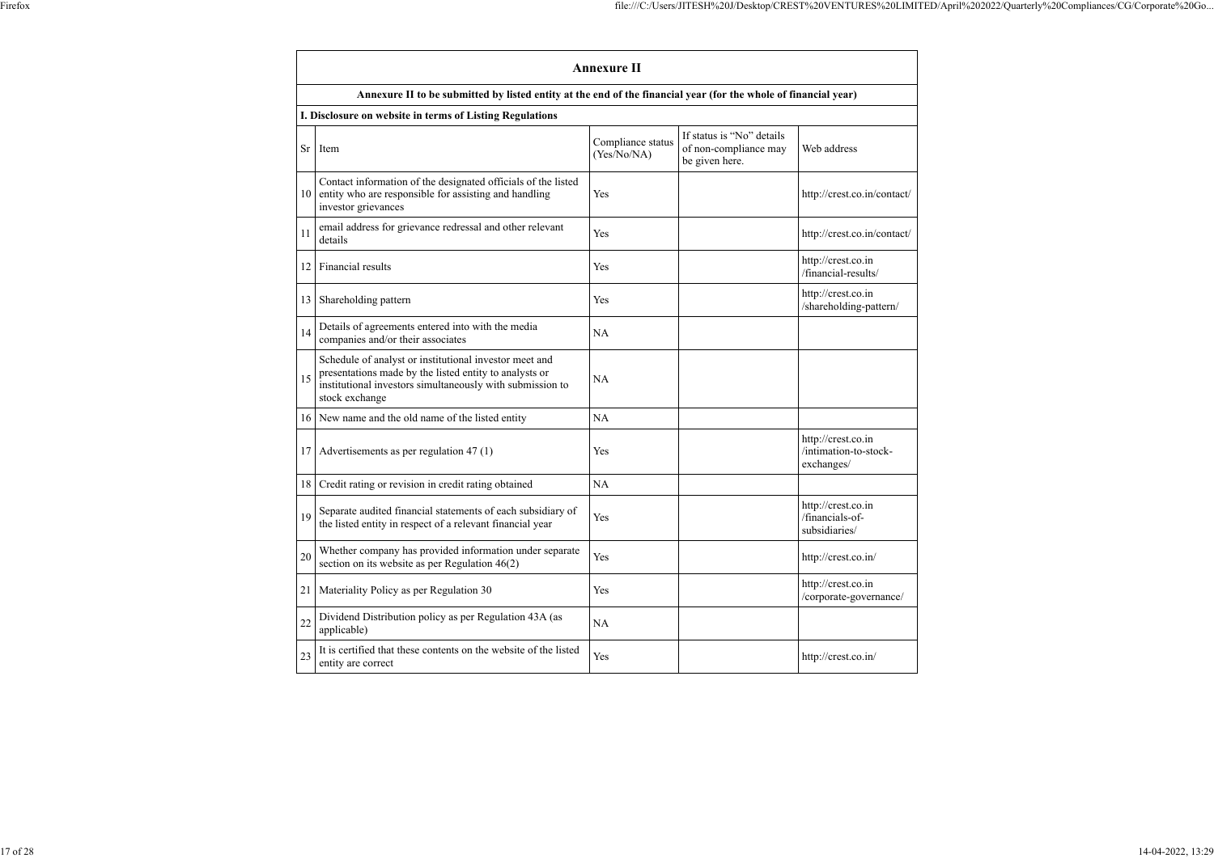## Annexure II

**Annexure II to be submitted by listed entity at the end of the financial year (for the whole of financial year)**

**I. Disclosure on website in terms of Listing Regulations**

| Sr | Item | Compliance status (Yes/No/NA) | If status is "No" details of non-compliance may be given here. | Web address |
|---|---|---|---|---|
| 10 | Contact information of the designated officials of the listed entity who are responsible for assisting and handling investor grievances | Yes | | http://crest.co.in/contact/ |
| 11 | email address for grievance redressal and other relevant details | Yes | | http://crest.co.in/contact/ |
| 12 | Financial results | Yes | | http://crest.co.in/financial-results/ |
| 13 | Shareholding pattern | Yes | | http://crest.co.in/shareholding-pattern/ |
| 14 | Details of agreements entered into with the media companies and/or their associates | NA | | |
| 15 | Schedule of analyst or institutional investor meet and presentations made by the listed entity to analysts or institutional investors simultaneously with submission to stock exchange | NA | | |
| 16 | New name and the old name of the listed entity | NA | | |
| 17 | Advertisements as per regulation 47 (1) | Yes | | http://crest.co.in/intimation-to-stock-exchanges/ |
| 18 | Credit rating or revision in credit rating obtained | NA | | |
| 19 | Separate audited financial statements of each subsidiary of the listed entity in respect of a relevant financial year | Yes | | http://crest.co.in/financials-of-subsidiaries/ |
| 20 | Whether company has provided information under separate section on its website as per Regulation 46(2) | Yes | | http://crest.co.in/ |
| 21 | Materiality Policy as per Regulation 30 | Yes | | http://crest.co.in/corporate-governance/ |
| 22 | Dividend Distribution policy as per Regulation 43A (as applicable) | NA | | |
| 23 | It is certified that these contents on the website of the listed entity are correct | Yes | | http://crest.co.in/ |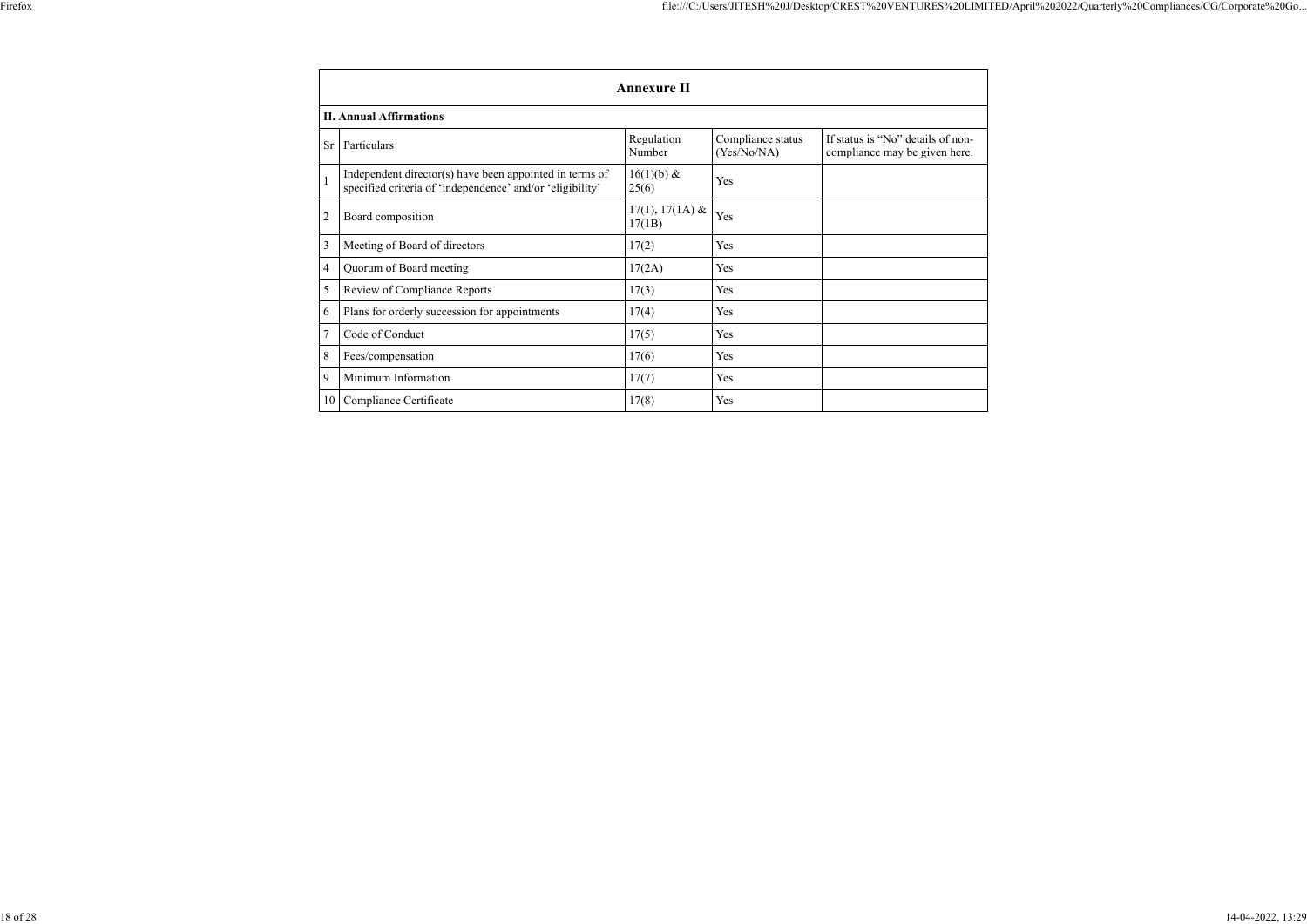## Annexure II

### II. Annual Affirmations

| Sr | Particulars | Regulation Number | Compliance status (Yes/No/NA) | If status is "No" details of non-compliance may be given here. |
|---|---|---|---|---|
| 1 | Independent director(s) have been appointed in terms of specified criteria of 'independence' and/or 'eligibility' | 16(1)(b) & 25(6) | Yes | |
| 2 | Board composition | 17(1), 17(1A) & 17(1B) | Yes | |
| 3 | Meeting of Board of directors | 17(2) | Yes | |
| 4 | Quorum of Board meeting | 17(2A) | Yes | |
| 5 | Review of Compliance Reports | 17(3) | Yes | |
| 6 | Plans for orderly succession for appointments | 17(4) | Yes | |
| 7 | Code of Conduct | 17(5) | Yes | |
| 8 | Fees/compensation | 17(6) | Yes | |
| 9 | Minimum Information | 17(7) | Yes | |
| 10 | Compliance Certificate | 17(8) | Yes | |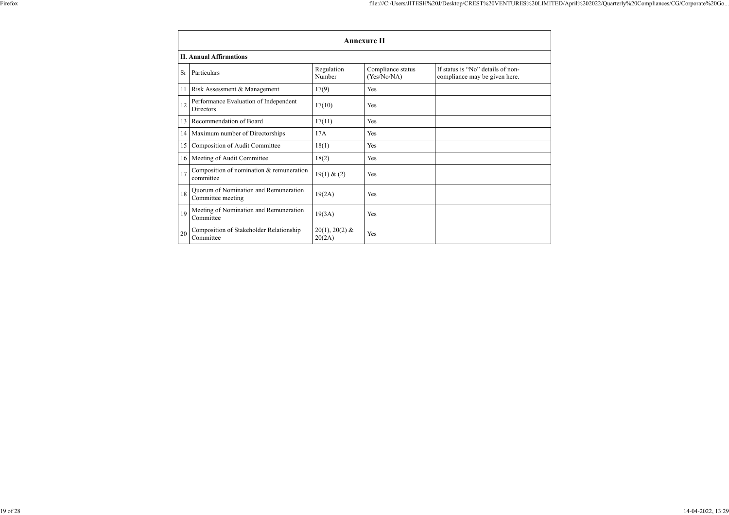## Annexure II

### II. Annual Affirmations

| Sr | Particulars | Regulation Number | Compliance status (Yes/No/NA) | If status is "No" details of non-compliance may be given here. |
|---|---|---|---|---|
| 11 | Risk Assessment & Management | 17(9) | Yes | |
| 12 | Performance Evaluation of Independent Directors | 17(10) | Yes | |
| 13 | Recommendation of Board | 17(11) | Yes | |
| 14 | Maximum number of Directorships | 17A | Yes | |
| 15 | Composition of Audit Committee | 18(1) | Yes | |
| 16 | Meeting of Audit Committee | 18(2) | Yes | |
| 17 | Composition of nomination & remuneration committee | 19(1) & (2) | Yes | |
| 18 | Quorum of Nomination and Remuneration Committee meeting | 19(2A) | Yes | |
| 19 | Meeting of Nomination and Remuneration Committee | 19(3A) | Yes | |
| 20 | Composition of Stakeholder Relationship Committee | 20(1), 20(2) & 20(2A) | Yes | |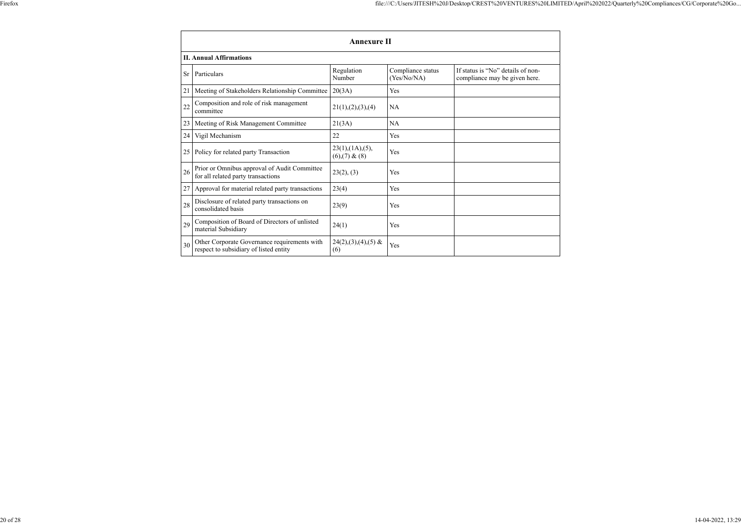## Annexure II

### II. Annual Affirmations

| Sr | Particulars | Regulation Number | Compliance status (Yes/No/NA) | If status is "No" details of non-compliance may be given here. |
|---|---|---|---|---|
| 21 | Meeting of Stakeholders Relationship Committee | 20(3A) | Yes | |
| 22 | Composition and role of risk management committee | 21(1),(2),(3),(4) | NA | |
| 23 | Meeting of Risk Management Committee | 21(3A) | NA | |
| 24 | Vigil Mechanism | 22 | Yes | |
| 25 | Policy for related party Transaction | 23(1),(1A),(5),(6),(7) & (8) | Yes | |
| 26 | Prior or Omnibus approval of Audit Committee for all related party transactions | 23(2), (3) | Yes | |
| 27 | Approval for material related party transactions | 23(4) | Yes | |
| 28 | Disclosure of related party transactions on consolidated basis | 23(9) | Yes | |
| 29 | Composition of Board of Directors of unlisted material Subsidiary | 24(1) | Yes | |
| 30 | Other Corporate Governance requirements with respect to subsidiary of listed entity | 24(2),(3),(4),(5) & (6) | Yes | |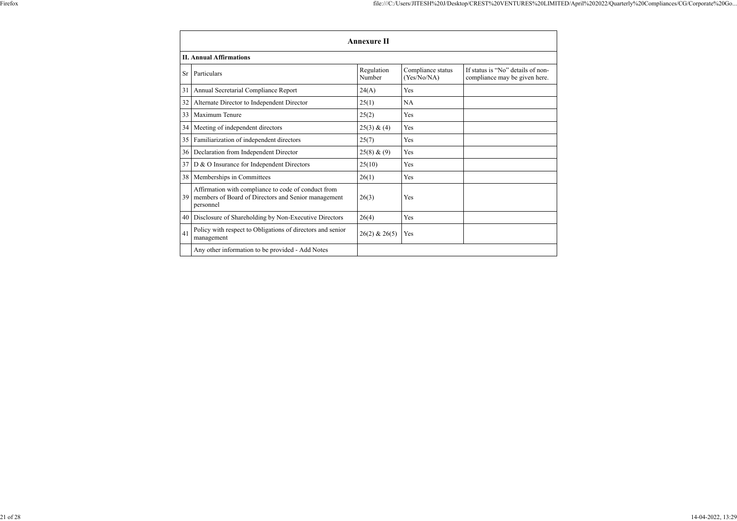## Annexure II

| II. Annual Affirmations | | | | |
|---|---|---|---|---|
| Sr | Particulars | Regulation Number | Compliance status (Yes/No/NA) | If status is "No" details of non-compliance may be given here. |
| 31 | Annual Secretarial Compliance Report | 24(A) | Yes | |
| 32 | Alternate Director to Independent Director | 25(1) | NA | |
| 33 | Maximum Tenure | 25(2) | Yes | |
| 34 | Meeting of independent directors | 25(3) & (4) | Yes | |
| 35 | Familiarization of independent directors | 25(7) | Yes | |
| 36 | Declaration from Independent Director | 25(8) & (9) | Yes | |
| 37 | D & O Insurance for Independent Directors | 25(10) | Yes | |
| 38 | Memberships in Committees | 26(1) | Yes | |
| 39 | Affirmation with compliance to code of conduct from members of Board of Directors and Senior management personnel | 26(3) | Yes | |
| 40 | Disclosure of Shareholding by Non-Executive Directors | 26(4) | Yes | |
| 41 | Policy with respect to Obligations of directors and senior management | 26(2) & 26(5) | Yes | |
| | Any other information to be provided - Add Notes | | | |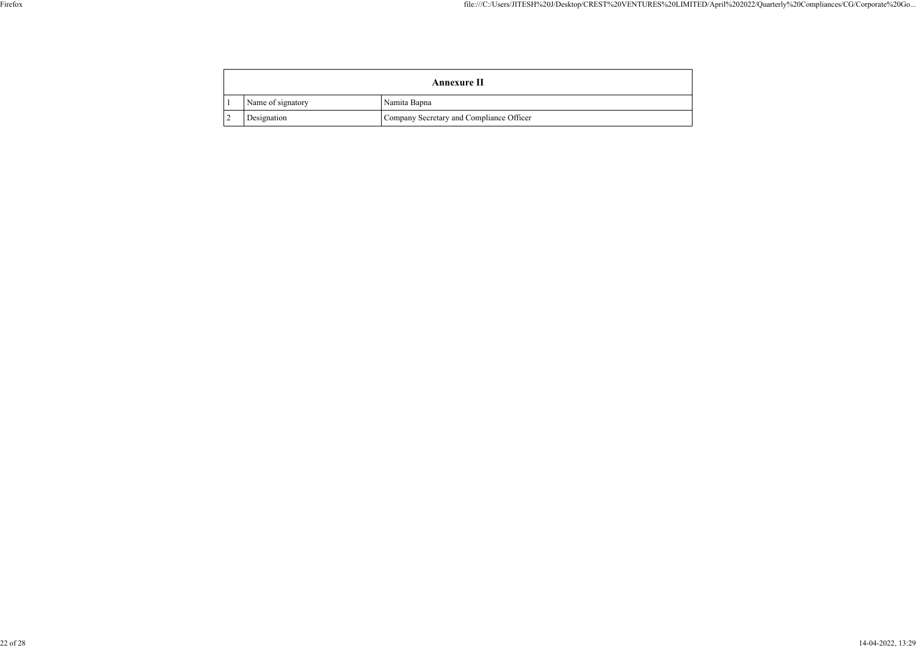| Annexure II | | |
|---|---|---|
| 1 | Name of signatory | Namita Bapna |
| 2 | Designation | Company Secretary and Compliance Officer |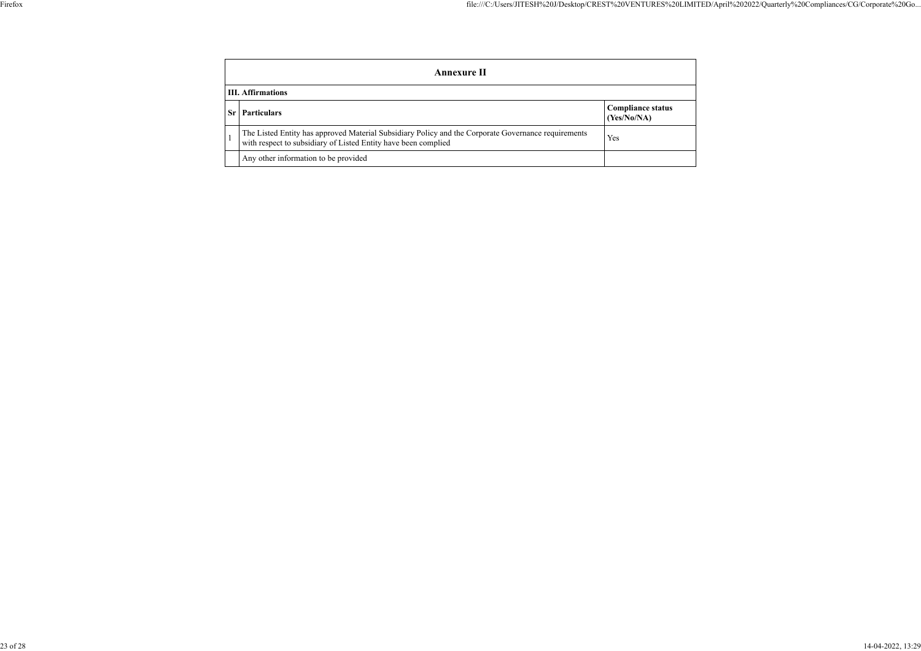| Annexure II | | |
|---|---|---|
| **III. Affirmations** | | |
| **Sr** | **Particulars** | **Compliance status (Yes/No/NA)** |
| 1 | The Listed Entity has approved Material Subsidiary Policy and the Corporate Governance requirements with respect to subsidiary of Listed Entity have been complied | Yes |
| | Any other information to be provided | |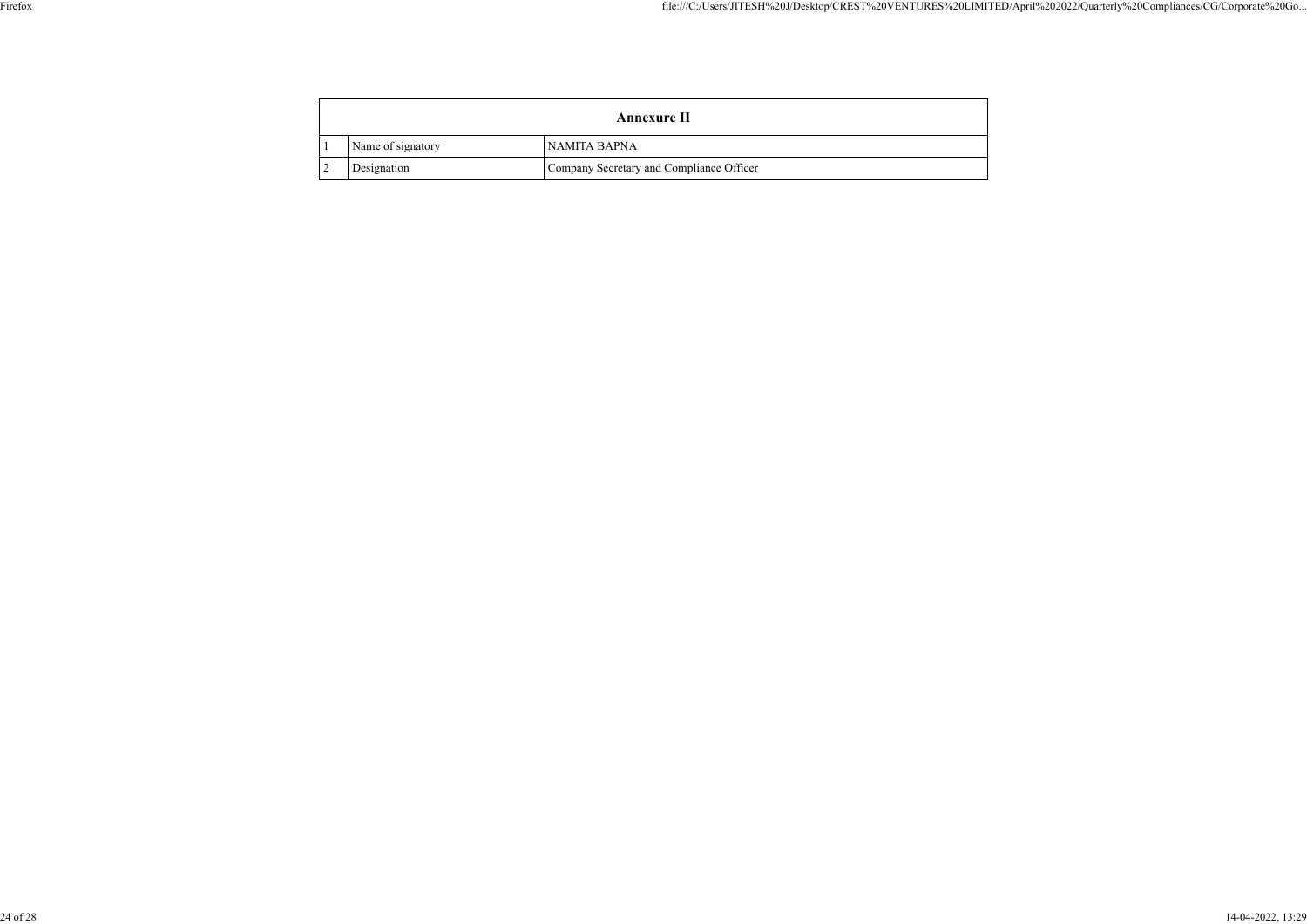| Annexure II | | |
|---|---|---|
| 1 | Name of signatory | NAMITA BAPNA |
| 2 | Designation | Company Secretary and Compliance Officer |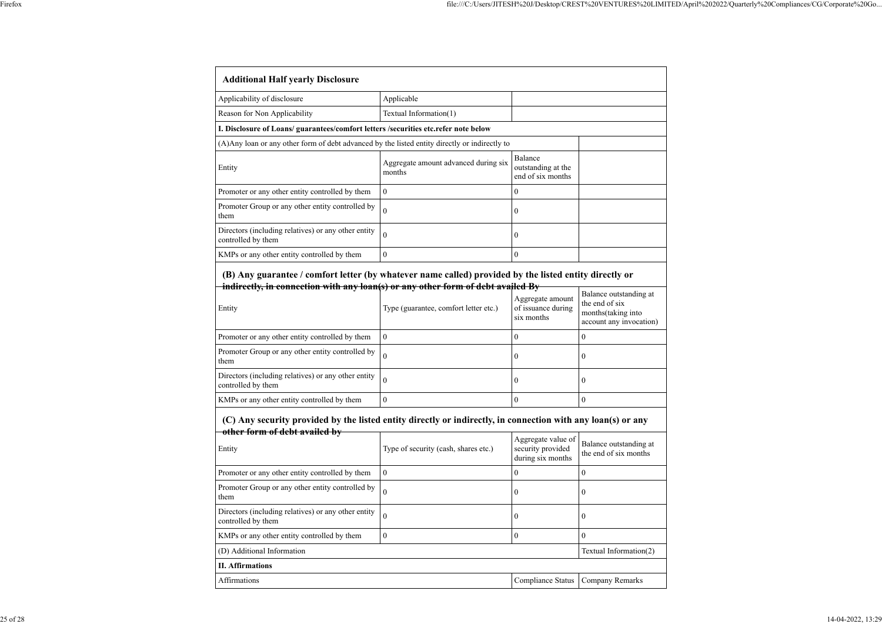| Additional Half yearly Disclosure | | | |
|---|---|---|---|
| Applicability of disclosure | Applicable | | |
| Reason for Non Applicability | Textual Information(1) | | |
| **I. Disclosure of Loans/ guarantees/comfort letters /securities etc.refer note below** | | | |
| (A)Any loan or any other form of debt advanced by the listed entity directly or indirectly to | | | |
| Entity | Aggregate amount advanced during six months | Balance outstanding at the end of six months | |
| Promoter or any other entity controlled by them | 0 | 0 | |
| Promoter Group or any other entity controlled by them | 0 | 0 | |
| Directors (including relatives) or any other entity controlled by them | 0 | 0 | |
| KMPs or any other entity controlled by them | 0 | 0 | |
| **(B) Any guarantee / comfort letter (by whatever name called) provided by the listed entity directly or indirectly, in connection with any loan(s) or any other form of debt availed By** | | | |
| Entity | Type (guarantee, comfort letter etc.) | Aggregate amount of issuance during six months | Balance outstanding at the end of six months(taking into account any invocation) |
| Promoter or any other entity controlled by them | 0 | 0 | 0 |
| Promoter Group or any other entity controlled by them | 0 | 0 | 0 |
| Directors (including relatives) or any other entity controlled by them | 0 | 0 | 0 |
| KMPs or any other entity controlled by them | 0 | 0 | 0 |
| **(C) Any security provided by the listed entity directly or indirectly, in connection with any loan(s) or any other form of debt availed by** | | | |
| Entity | Type of security (cash, shares etc.) | Aggregate value of security provided during six months | Balance outstanding at the end of six months |
| Promoter or any other entity controlled by them | 0 | 0 | 0 |
| Promoter Group or any other entity controlled by them | 0 | 0 | 0 |
| Directors (including relatives) or any other entity controlled by them | 0 | 0 | 0 |
| KMPs or any other entity controlled by them | 0 | 0 | 0 |
| (D) Additional Information | | | Textual Information(2) |
| **II. Affirmations** | | | |
| Affirmations | | Compliance Status | Company Remarks |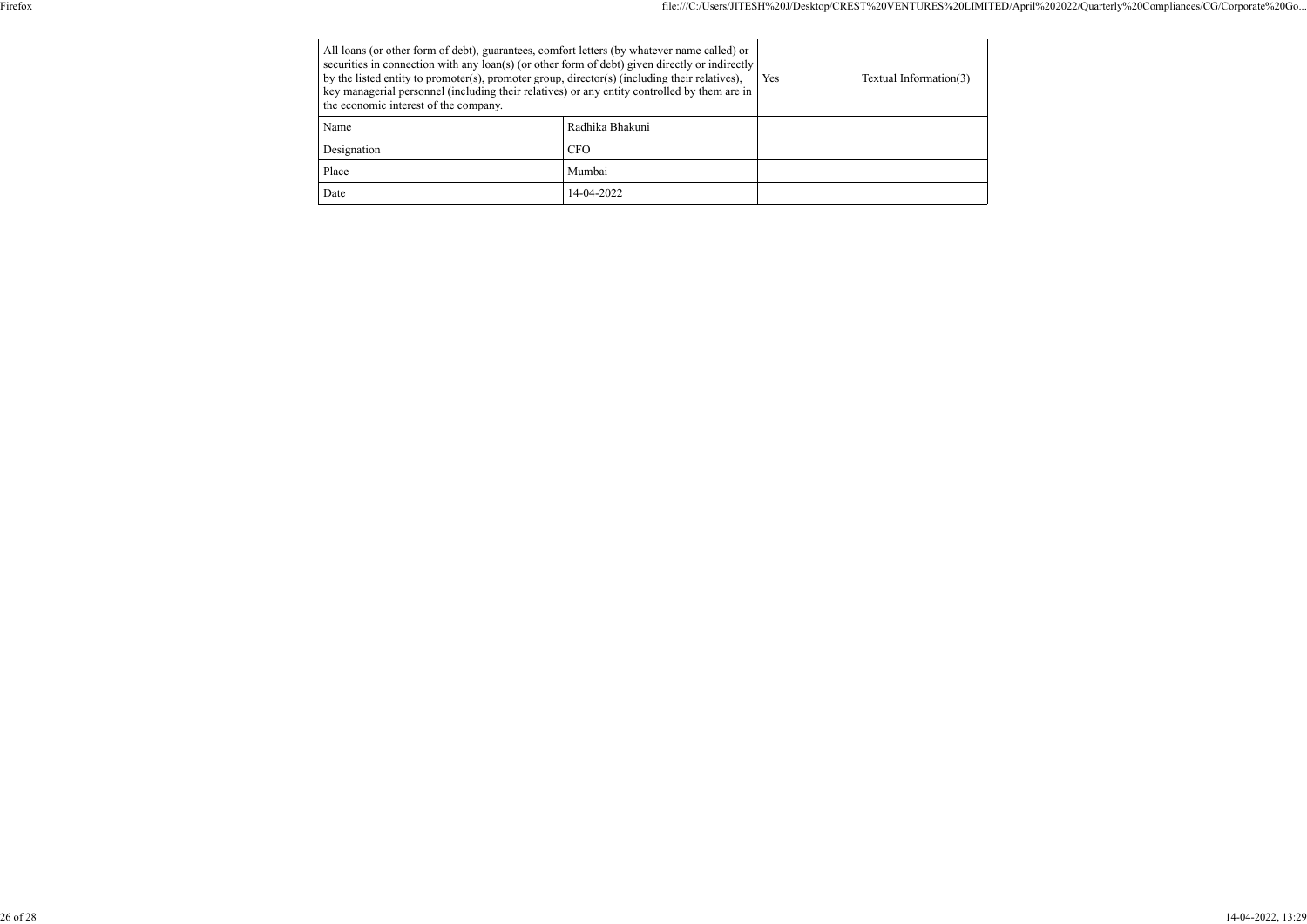| All loans (or other form of debt), guarantees, comfort letters (by whatever name called) or securities in connection with any loan(s) (or other form of debt) given directly or indirectly by the listed entity to promoter(s), promoter group, director(s) (including their relatives), key managerial personnel (including their relatives) or any entity controlled by them are in the economic interest of the company. | | Yes | Textual Information(3) |
|---|---|---|---|
| Name | Radhika Bhakuni | | |
| Designation | CFO | | |
| Place | Mumbai | | |
| Date | 14-04-2022 | | |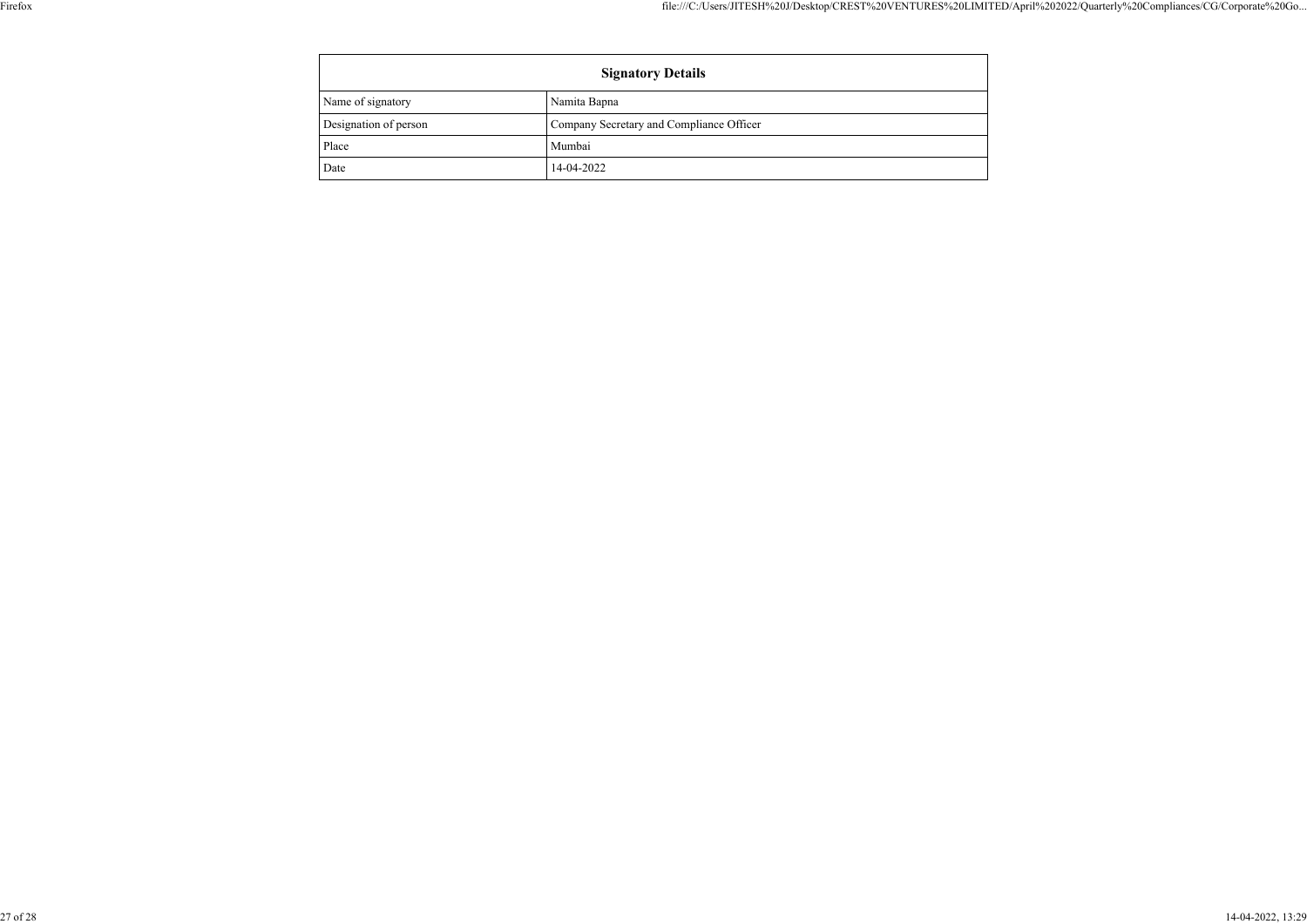| Signatory Details | |
|---|---|
| Name of signatory | Namita Bapna |
| Designation of person | Company Secretary and Compliance Officer |
| Place | Mumbai |
| Date | 14-04-2022 |